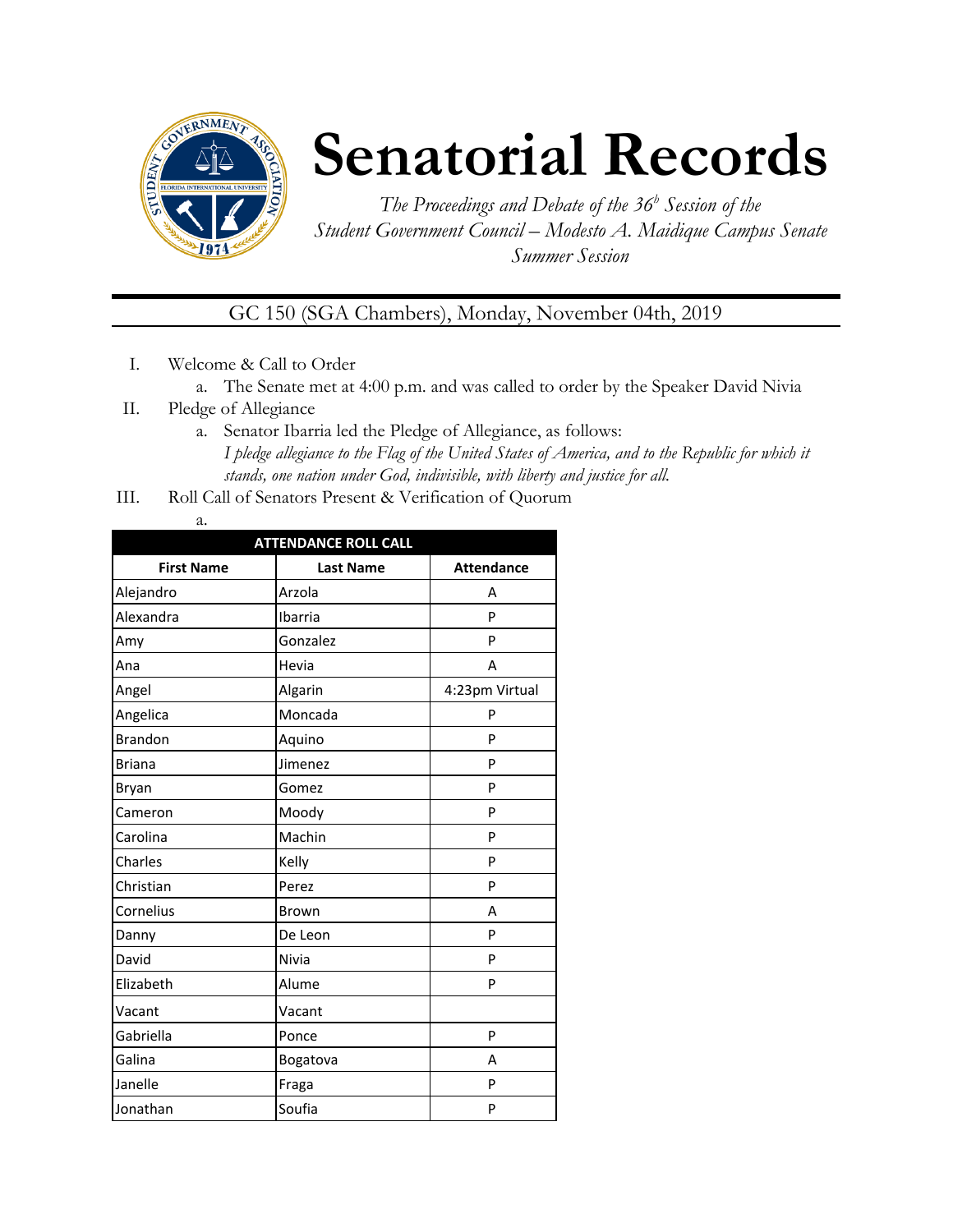# Senatorial Records

*The Proceedings and Debate of the 36[b] Session of the Student Government Council – Modesto A. Maidique Campus Senate Summer Session*

GC 150 (SGA Chambers), Monday, November 04th, 2019

I. Welcome & Call to Order
   a. The Senate met at 4:00 p.m. and was called to order by the Speaker David Nivia

II. Pledge of Allegiance
   a. Senator Ibarria led the Pledge of Allegiance, as follows:
   *I pledge allegiance to the Flag of the United States of America, and to the Republic for which it stands, one nation under God, indivisible, with liberty and justice for all.*

III. Roll Call of Senators Present & Verification of Quorum
   a.

| ATTENDANCE ROLL CALL | | |
|---|---|---|
| **First Name** | **Last Name** | **Attendance** |
| Alejandro | Arzola | A |
| Alexandra | Ibarria | P |
| Amy | Gonzalez | P |
| Ana | Hevia | A |
| Angel | Algarin | 4:23pm Virtual |
| Angelica | Moncada | P |
| Brandon | Aquino | P |
| Briana | Jimenez | P |
| Bryan | Gomez | P |
| Cameron | Moody | P |
| Carolina | Machin | P |
| Charles | Kelly | P |
| Christian | Perez | P |
| Cornelius | Brown | A |
| Danny | De Leon | P |
| David | Nivia | P |
| Elizabeth | Alume | P |
| Vacant | Vacant | |
| Gabriella | Ponce | P |
| Galina | Bogatova | A |
| Janelle | Fraga | P |
| Jonathan | Soufia | P |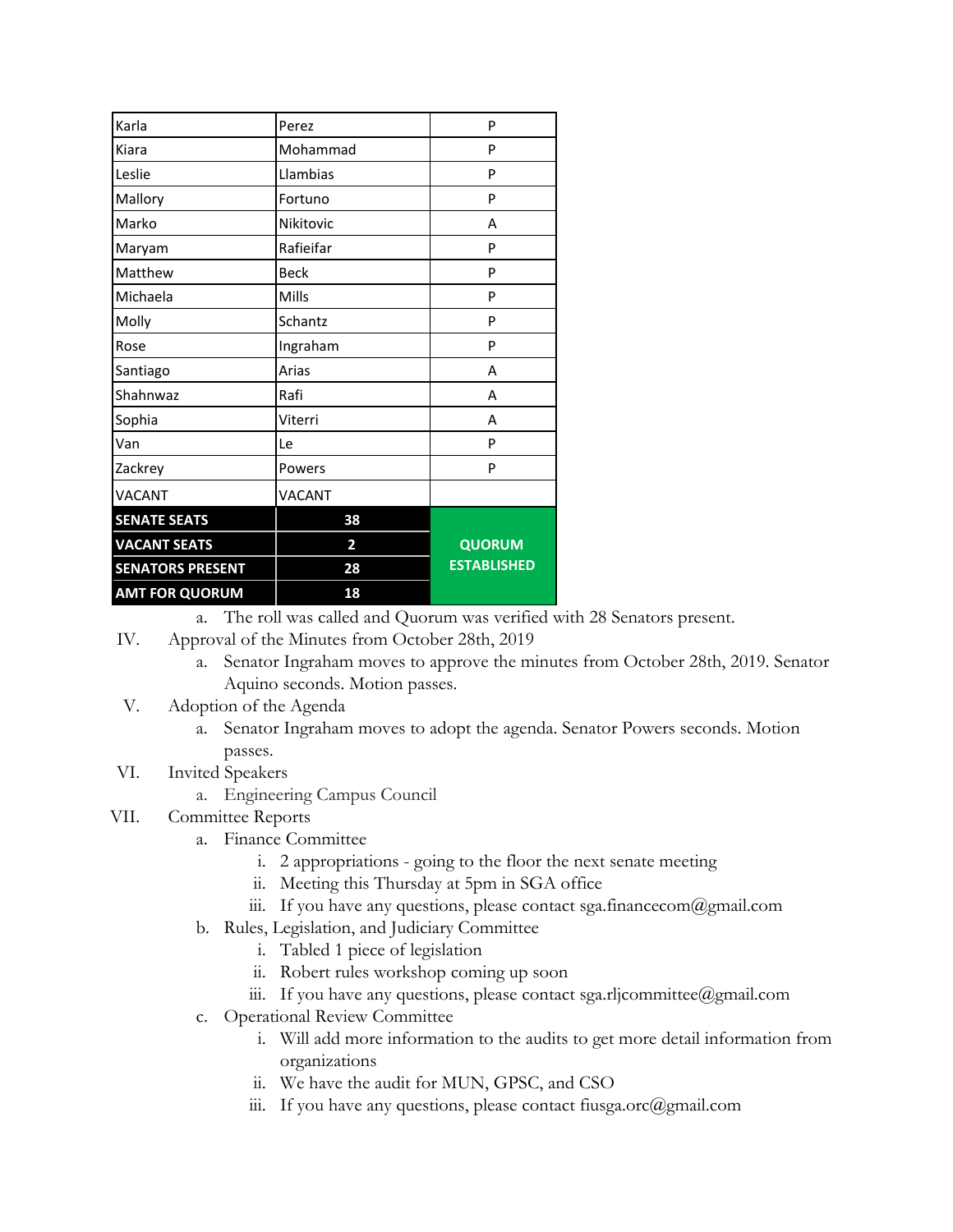| Karla | Perez | P |
|---|---|---|
| Kiara | Mohammad | P |
| Leslie | Llambias | P |
| Mallory | Fortuno | P |
| Marko | Nikitovic | A |
| Maryam | Rafieifar | P |
| Matthew | Beck | P |
| Michaela | Mills | P |
| Molly | Schantz | P |
| Rose | Ingraham | P |
| Santiago | Arias | A |
| Shahnwaz | Rafi | A |
| Sophia | Viterri | A |
| Van | Le | P |
| Zackrey | Powers | P |
| VACANT | VACANT | |
| **SENATE SEATS** | **38** | **QUORUM ESTABLISHED** |
| **VACANT SEATS** | **2** | |
| **SENATORS PRESENT** | **28** | |
| **AMT FOR QUORUM** | **18** | |

a. The roll was called and Quorum was verified with 28 Senators present.

IV. Approval of the Minutes from October 28th, 2019
   a. Senator Ingraham moves to approve the minutes from October 28th, 2019. Senator Aquino seconds. Motion passes.

V. Adoption of the Agenda
   a. Senator Ingraham moves to adopt the agenda. Senator Powers seconds. Motion passes.

VI. Invited Speakers
   a. Engineering Campus Council

VII. Committee Reports
   a. Finance Committee
      i. 2 appropriations - going to the floor the next senate meeting
      ii. Meeting this Thursday at 5pm in SGA office
      iii. If you have any questions, please contact sga.financecom@gmail.com
   b. Rules, Legislation, and Judiciary Committee
      i. Tabled 1 piece of legislation
      ii. Robert rules workshop coming up soon
      iii. If you have any questions, please contact sga.rljcommittee@gmail.com
   c. Operational Review Committee
      i. Will add more information to the audits to get more detail information from organizations
      ii. We have the audit for MUN, GPSC, and CSO
      iii. If you have any questions, please contact fiusga.orc@gmail.com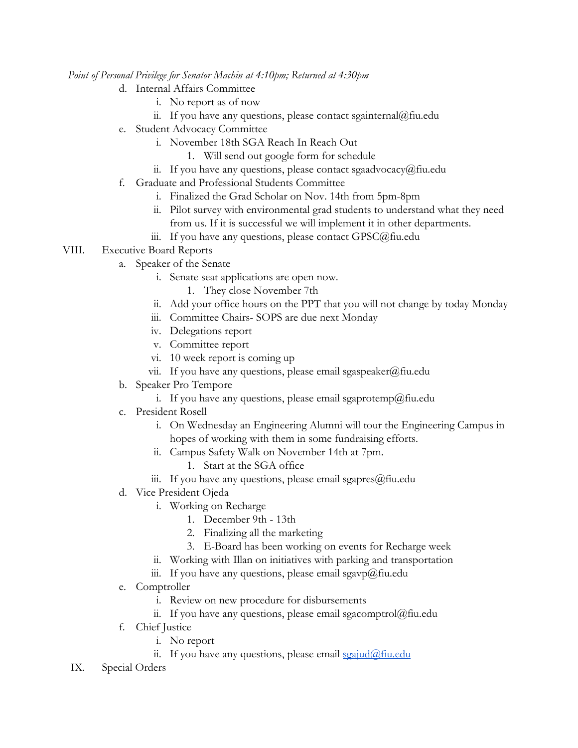*Point of Personal Privilege for Senator Machin at 4:10pm; Returned at 4:30pm*

- d. Internal Affairs Committee
  - i. No report as of now
  - ii. If you have any questions, please contact sgainternal@fiu.edu
- e. Student Advocacy Committee
  - i. November 18th SGA Reach In Reach Out
    1. Will send out google form for schedule
  - ii. If you have any questions, please contact sgaadvocacy@fiu.edu
- f. Graduate and Professional Students Committee
  - i. Finalized the Grad Scholar on Nov. 14th from 5pm-8pm
  - ii. Pilot survey with environmental grad students to understand what they need from us. If it is successful we will implement it in other departments.
  - iii. If you have any questions, please contact GPSC@fiu.edu

VIII. Executive Board Reports

- a. Speaker of the Senate
  - i. Senate seat applications are open now.
    1. They close November 7th
  - ii. Add your office hours on the PPT that you will not change by today Monday
  - iii. Committee Chairs- SOPS are due next Monday
  - iv. Delegations report
  - v. Committee report
  - vi. 10 week report is coming up
  - vii. If you have any questions, please email sgaspeaker@fiu.edu
- b. Speaker Pro Tempore
  - i. If you have any questions, please email sgaprotemp@fiu.edu
- c. President Rosell
  - i. On Wednesday an Engineering Alumni will tour the Engineering Campus in hopes of working with them in some fundraising efforts.
  - ii. Campus Safety Walk on November 14th at 7pm.
    1. Start at the SGA office
  - iii. If you have any questions, please email sgapres@fiu.edu
- d. Vice President Ojeda
  - i. Working on Recharge
    1. December 9th - 13th
    2. Finalizing all the marketing
    3. E-Board has been working on events for Recharge week
  - ii. Working with Illan on initiatives with parking and transportation
  - iii. If you have any questions, please email sgavp@fiu.edu
- e. Comptroller
  - i. Review on new procedure for disbursements
  - ii. If you have any questions, please email sgacomptrol@fiu.edu
- f. Chief Justice
  - i. No report
  - ii. If you have any questions, please email sgajud@fiu.edu

IX. Special Orders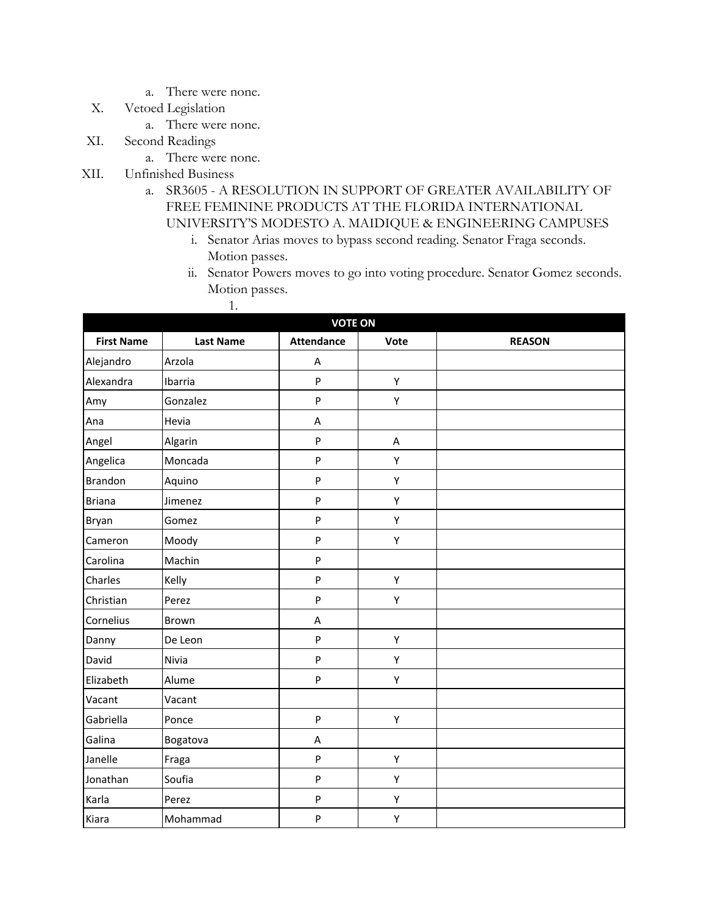a. There were none.

X. Vetoed Legislation

a. There were none.

XI. Second Readings

a. There were none.

XII. Unfinished Business

a. SR3605 - A RESOLUTION IN SUPPORT OF GREATER AVAILABILITY OF FREE FEMININE PRODUCTS AT THE FLORIDA INTERNATIONAL UNIVERSITY'S MODESTO A. MAIDIQUE & ENGINEERING CAMPUSES

i. Senator Arias moves to bypass second reading. Senator Fraga seconds. Motion passes.

ii. Senator Powers moves to go into voting procedure. Senator Gomez seconds. Motion passes.

1.

| VOTE ON | | | | |
|---|---|---|---|---|
| **First Name** | **Last Name** | **Attendance** | **Vote** | **REASON** |
| Alejandro | Arzola | A | | |
| Alexandra | Ibarria | P | Y | |
| Amy | Gonzalez | P | Y | |
| Ana | Hevia | A | | |
| Angel | Algarin | P | A | |
| Angelica | Moncada | P | Y | |
| Brandon | Aquino | P | Y | |
| Briana | Jimenez | P | Y | |
| Bryan | Gomez | P | Y | |
| Cameron | Moody | P | Y | |
| Carolina | Machin | P | | |
| Charles | Kelly | P | Y | |
| Christian | Perez | P | Y | |
| Cornelius | Brown | A | | |
| Danny | De Leon | P | Y | |
| David | Nivia | P | Y | |
| Elizabeth | Alume | P | Y | |
| Vacant | Vacant | | | |
| Gabriella | Ponce | P | Y | |
| Galina | Bogatova | A | | |
| Janelle | Fraga | P | Y | |
| Jonathan | Soufia | P | Y | |
| Karla | Perez | P | Y | |
| Kiara | Mohammad | P | Y | |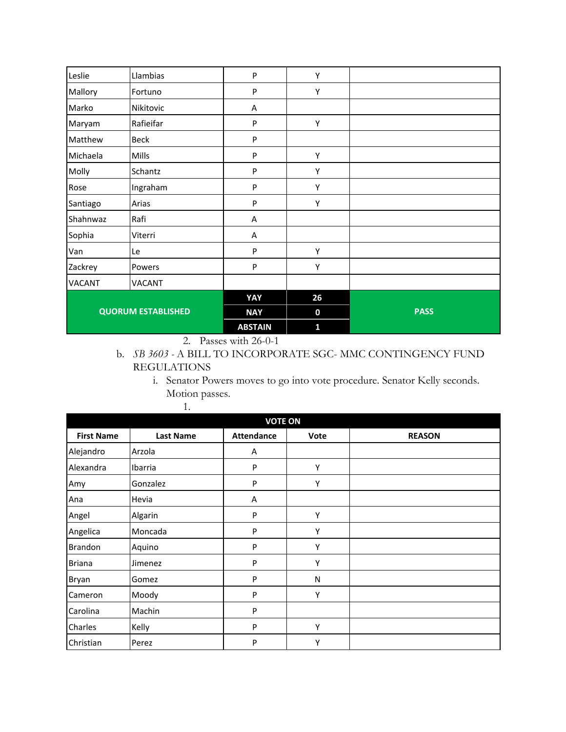| | | | | |
|---|---|---|---|---|
| Leslie | Llambias | P | Y | |
| Mallory | Fortuno | P | Y | |
| Marko | Nikitovic | A | | |
| Maryam | Rafieifar | P | Y | |
| Matthew | Beck | P | | |
| Michaela | Mills | P | Y | |
| Molly | Schantz | P | Y | |
| Rose | Ingraham | P | Y | |
| Santiago | Arias | P | Y | |
| Shahnwaz | Rafi | A | | |
| Sophia | Viterri | A | | |
| Van | Le | P | Y | |
| Zackrey | Powers | P | Y | |
| VACANT | VACANT | | | |
| **QUORUM ESTABLISHED** | | **YAY** | **26** | **PASS** |
| | | **NAY** | **0** | |
| | | **ABSTAIN** | **1** | |

2. Passes with 26-0-1

b. *SB 3603* - A BILL TO INCORPORATE SGC- MMC CONTINGENCY FUND REGULATIONS

i. Senator Powers moves to go into vote procedure. Senator Kelly seconds. Motion passes.

1.

| **VOTE ON** | | | | |
|---|---|---|---|---|
| **First Name** | **Last Name** | **Attendance** | **Vote** | **REASON** |
| Alejandro | Arzola | A | | |
| Alexandra | Ibarria | P | Y | |
| Amy | Gonzalez | P | Y | |
| Ana | Hevia | A | | |
| Angel | Algarin | P | Y | |
| Angelica | Moncada | P | Y | |
| Brandon | Aquino | P | Y | |
| Briana | Jimenez | P | Y | |
| Bryan | Gomez | P | N | |
| Cameron | Moody | P | Y | |
| Carolina | Machin | P | | |
| Charles | Kelly | P | Y | |
| Christian | Perez | P | Y | |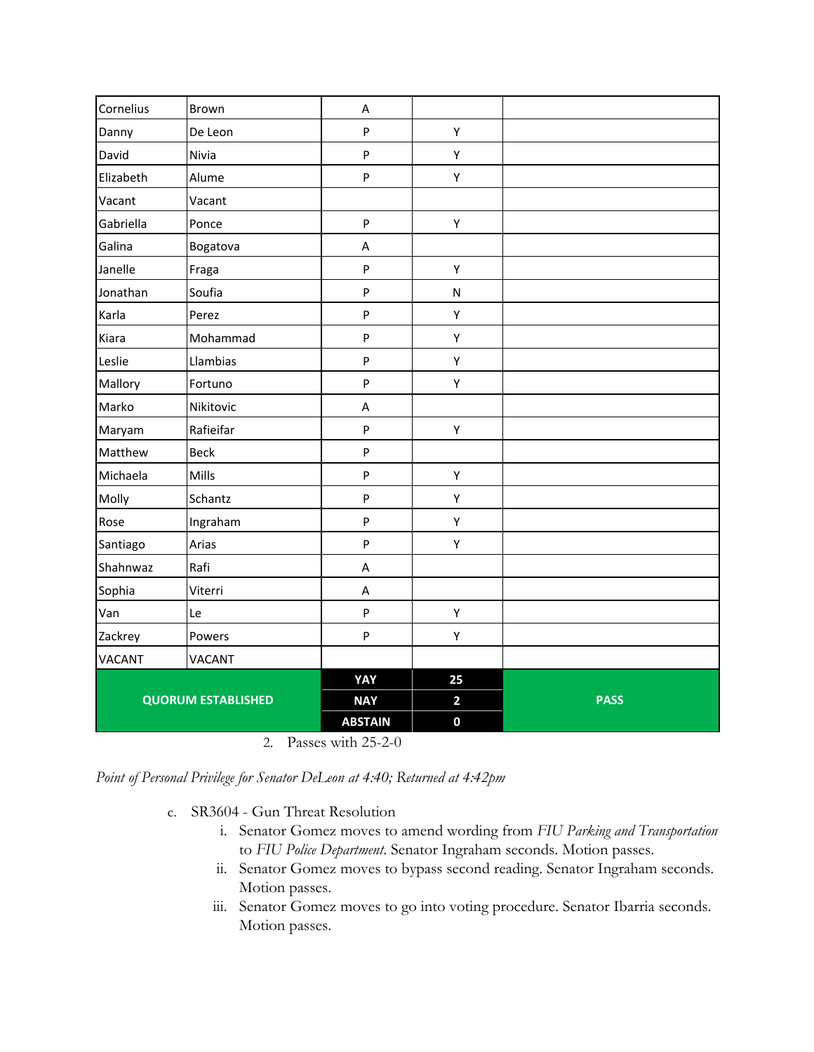| | | | | |
|---|---|---|---|---|
| Cornelius | Brown | A | | |
| Danny | De Leon | P | Y | |
| David | Nivia | P | Y | |
| Elizabeth | Alume | P | Y | |
| Vacant | Vacant | | | |
| Gabriella | Ponce | P | Y | |
| Galina | Bogatova | A | | |
| Janelle | Fraga | P | Y | |
| Jonathan | Soufia | P | N | |
| Karla | Perez | P | Y | |
| Kiara | Mohammad | P | Y | |
| Leslie | Llambias | P | Y | |
| Mallory | Fortuno | P | Y | |
| Marko | Nikitovic | A | | |
| Maryam | Rafieifar | P | Y | |
| Matthew | Beck | P | | |
| Michaela | Mills | P | Y | |
| Molly | Schantz | P | Y | |
| Rose | Ingraham | P | Y | |
| Santiago | Arias | P | Y | |
| Shahnwaz | Rafi | A | | |
| Sophia | Viterri | A | | |
| Van | Le | P | Y | |
| Zackrey | Powers | P | Y | |
| VACANT | VACANT | | | |
| **QUORUM ESTABLISHED** | | **YAY** | **25** | **PASS** |
| | | **NAY** | **2** | |
| | | **ABSTAIN** | **0** | |

2. Passes with 25-2-0

*Point of Personal Privilege for Senator DeLeon at 4:40; Returned at 4:42pm*

c. SR3604 - Gun Threat Resolution
   i. Senator Gomez moves to amend wording from *FIU Parking and Transportation* to *FIU Police Department*. Senator Ingraham seconds. Motion passes.
   ii. Senator Gomez moves to bypass second reading. Senator Ingraham seconds. Motion passes.
   iii. Senator Gomez moves to go into voting procedure. Senator Ibarria seconds. Motion passes.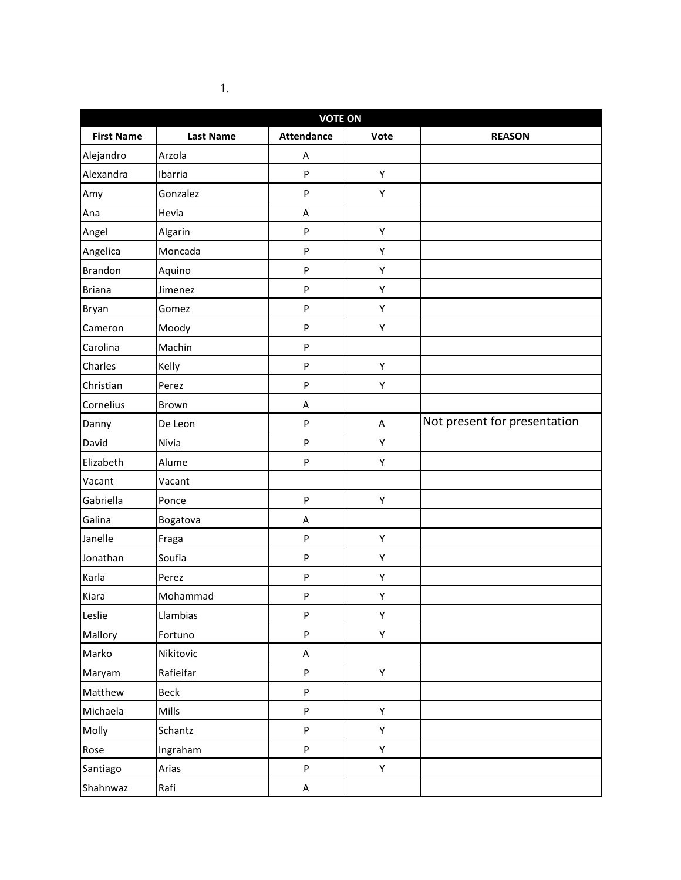1.

| VOTE ON | | | | |
|---|---|---|---|---|
| First Name | Last Name | Attendance | Vote | REASON |
| Alejandro | Arzola | A | | |
| Alexandra | Ibarria | P | Y | |
| Amy | Gonzalez | P | Y | |
| Ana | Hevia | A | | |
| Angel | Algarin | P | Y | |
| Angelica | Moncada | P | Y | |
| Brandon | Aquino | P | Y | |
| Briana | Jimenez | P | Y | |
| Bryan | Gomez | P | Y | |
| Cameron | Moody | P | Y | |
| Carolina | Machin | P | | |
| Charles | Kelly | P | Y | |
| Christian | Perez | P | Y | |
| Cornelius | Brown | A | | |
| Danny | De Leon | P | A | Not present for presentation |
| David | Nivia | P | Y | |
| Elizabeth | Alume | P | Y | |
| Vacant | Vacant | | | |
| Gabriella | Ponce | P | Y | |
| Galina | Bogatova | A | | |
| Janelle | Fraga | P | Y | |
| Jonathan | Soufia | P | Y | |
| Karla | Perez | P | Y | |
| Kiara | Mohammad | P | Y | |
| Leslie | Llambias | P | Y | |
| Mallory | Fortuno | P | Y | |
| Marko | Nikitovic | A | | |
| Maryam | Rafieifar | P | Y | |
| Matthew | Beck | P | | |
| Michaela | Mills | P | Y | |
| Molly | Schantz | P | Y | |
| Rose | Ingraham | P | Y | |
| Santiago | Arias | P | Y | |
| Shahnwaz | Rafi | A | | |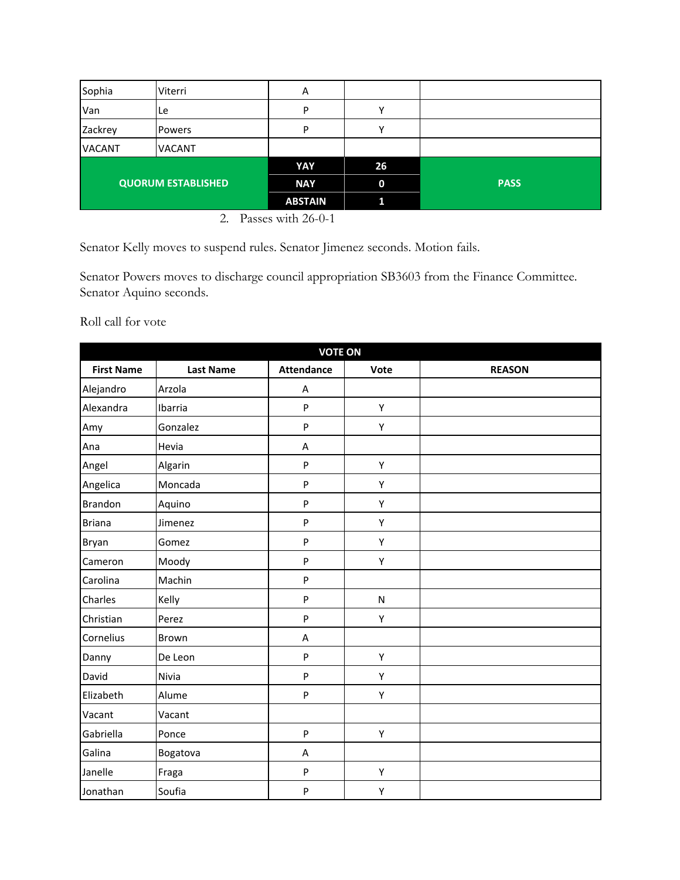| Sophia | Viterri | A | | |
|---|---|---|---|---|
| Van | Le | P | Y | |
| Zackrey | Powers | P | Y | |
| VACANT | VACANT | | | |
| **QUORUM ESTABLISHED** | | **YAY** | **26** | **PASS** |
| | | **NAY** | **0** | |
| | | **ABSTAIN** | **1** | |

2. Passes with 26-0-1

Senator Kelly moves to suspend rules. Senator Jimenez seconds. Motion fails.

Senator Powers moves to discharge council appropriation SB3603 from the Finance Committee. Senator Aquino seconds.

Roll call for vote

| VOTE ON | | | | |
|---|---|---|---|---|
| **First Name** | **Last Name** | **Attendance** | **Vote** | **REASON** |
| Alejandro | Arzola | A | | |
| Alexandra | Ibarria | P | Y | |
| Amy | Gonzalez | P | Y | |
| Ana | Hevia | A | | |
| Angel | Algarin | P | Y | |
| Angelica | Moncada | P | Y | |
| Brandon | Aquino | P | Y | |
| Briana | Jimenez | P | Y | |
| Bryan | Gomez | P | Y | |
| Cameron | Moody | P | Y | |
| Carolina | Machin | P | | |
| Charles | Kelly | P | N | |
| Christian | Perez | P | Y | |
| Cornelius | Brown | A | | |
| Danny | De Leon | P | Y | |
| David | Nivia | P | Y | |
| Elizabeth | Alume | P | Y | |
| Vacant | Vacant | | | |
| Gabriella | Ponce | P | Y | |
| Galina | Bogatova | A | | |
| Janelle | Fraga | P | Y | |
| Jonathan | Soufia | P | Y | |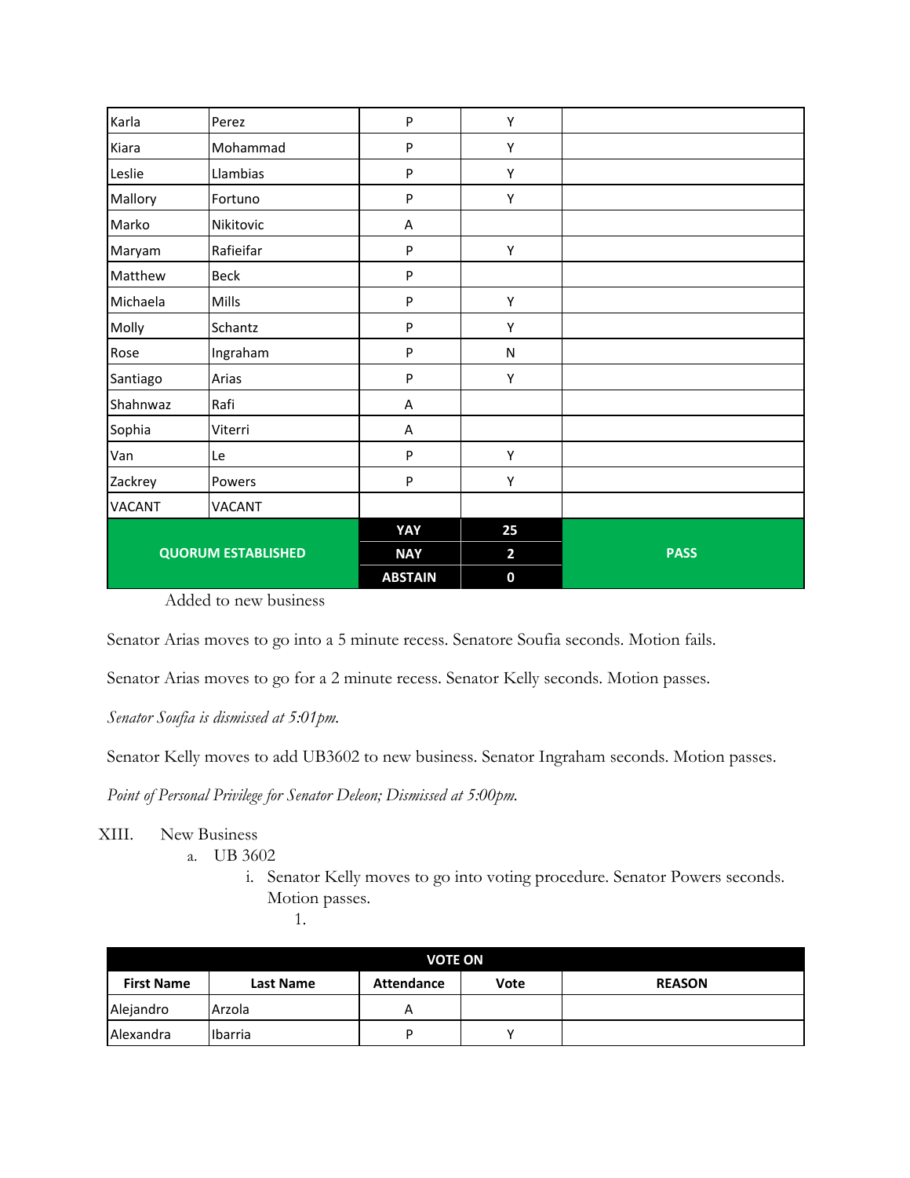| | | | | |
|---|---|---|---|---|
| Karla | Perez | P | Y | |
| Kiara | Mohammad | P | Y | |
| Leslie | Llambias | P | Y | |
| Mallory | Fortuno | P | Y | |
| Marko | Nikitovic | A | | |
| Maryam | Rafieifar | P | Y | |
| Matthew | Beck | P | | |
| Michaela | Mills | P | Y | |
| Molly | Schantz | P | Y | |
| Rose | Ingraham | P | N | |
| Santiago | Arias | P | Y | |
| Shahnwaz | Rafi | A | | |
| Sophia | Viterri | A | | |
| Van | Le | P | Y | |
| Zackrey | Powers | P | Y | |
| VACANT | VACANT | | | |
| **QUORUM ESTABLISHED** | | **YAY** | **25** | **PASS** |
| | | **NAY** | **2** | |
| | | **ABSTAIN** | **0** | |

Added to new business

Senator Arias moves to go into a 5 minute recess. Senatore Soufia seconds. Motion fails.

Senator Arias moves to go for a 2 minute recess. Senator Kelly seconds. Motion passes.

*Senator Soufia is dismissed at 5:01pm.*

Senator Kelly moves to add UB3602 to new business. Senator Ingraham seconds. Motion passes.

*Point of Personal Privilege for Senator Deleon; Dismissed at 5:00pm.*

XIII. New Business
  a. UB 3602
    i. Senator Kelly moves to go into voting procedure. Senator Powers seconds. Motion passes.
      1.

| VOTE ON | | | | |
|---|---|---|---|---|
| **First Name** | **Last Name** | **Attendance** | **Vote** | **REASON** |
| Alejandro | Arzola | A | | |
| Alexandra | Ibarria | P | Y | |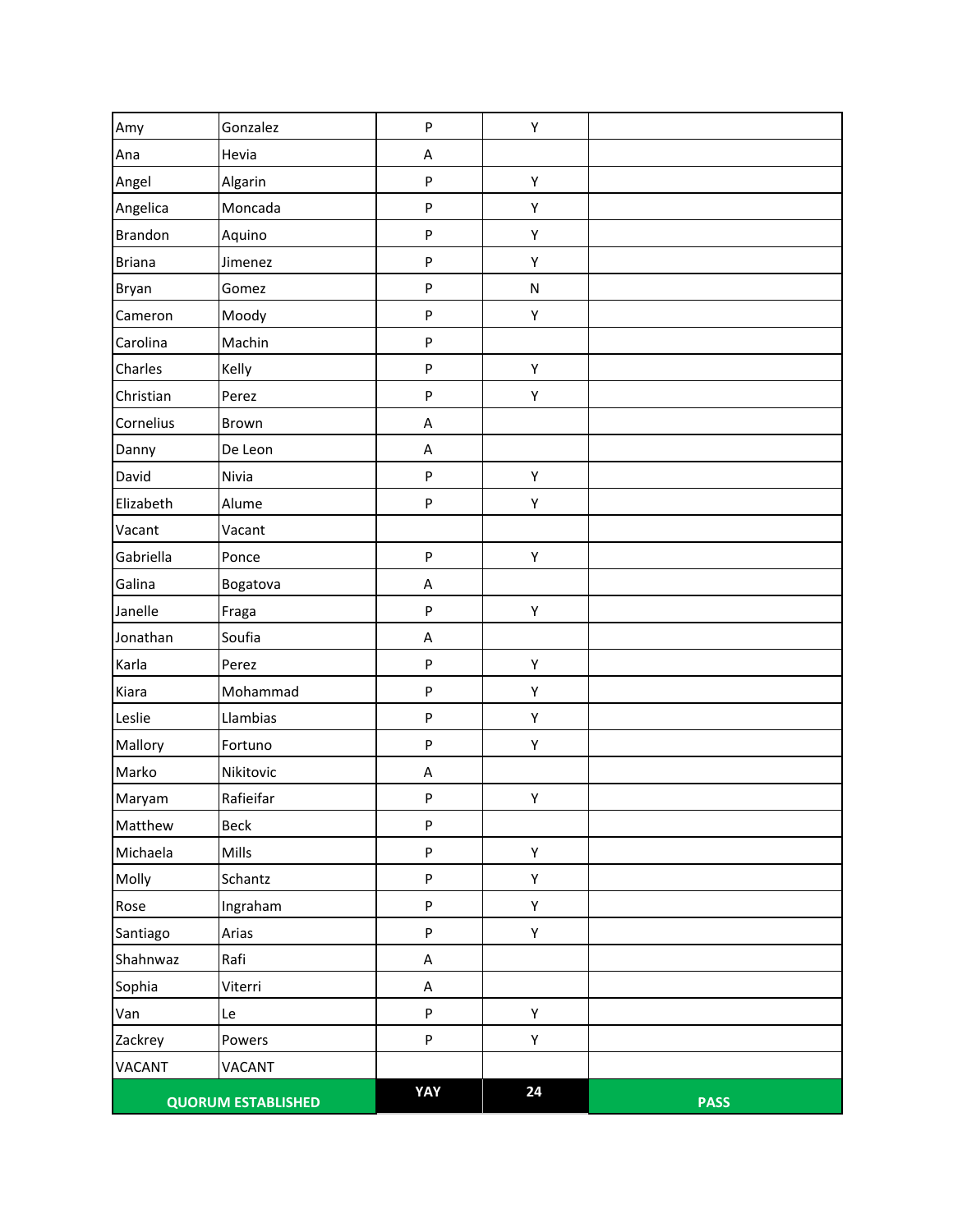| | | | | |
|---|---|---|---|---|
| Amy | Gonzalez | P | Y | |
| Ana | Hevia | A | | |
| Angel | Algarin | P | Y | |
| Angelica | Moncada | P | Y | |
| Brandon | Aquino | P | Y | |
| Briana | Jimenez | P | Y | |
| Bryan | Gomez | P | N | |
| Cameron | Moody | P | Y | |
| Carolina | Machin | P | | |
| Charles | Kelly | P | Y | |
| Christian | Perez | P | Y | |
| Cornelius | Brown | A | | |
| Danny | De Leon | A | | |
| David | Nivia | P | Y | |
| Elizabeth | Alume | P | Y | |
| Vacant | Vacant | | | |
| Gabriella | Ponce | P | Y | |
| Galina | Bogatova | A | | |
| Janelle | Fraga | P | Y | |
| Jonathan | Soufia | A | | |
| Karla | Perez | P | Y | |
| Kiara | Mohammad | P | Y | |
| Leslie | Llambias | P | Y | |
| Mallory | Fortuno | P | Y | |
| Marko | Nikitovic | A | | |
| Maryam | Rafieifar | P | Y | |
| Matthew | Beck | P | | |
| Michaela | Mills | P | Y | |
| Molly | Schantz | P | Y | |
| Rose | Ingraham | P | Y | |
| Santiago | Arias | P | Y | |
| Shahnwaz | Rafi | A | | |
| Sophia | Viterri | A | | |
| Van | Le | P | Y | |
| Zackrey | Powers | P | Y | |
| VACANT | VACANT | | | |
| **QUORUM ESTABLISHED** | | **YAY** | **24** | **PASS** |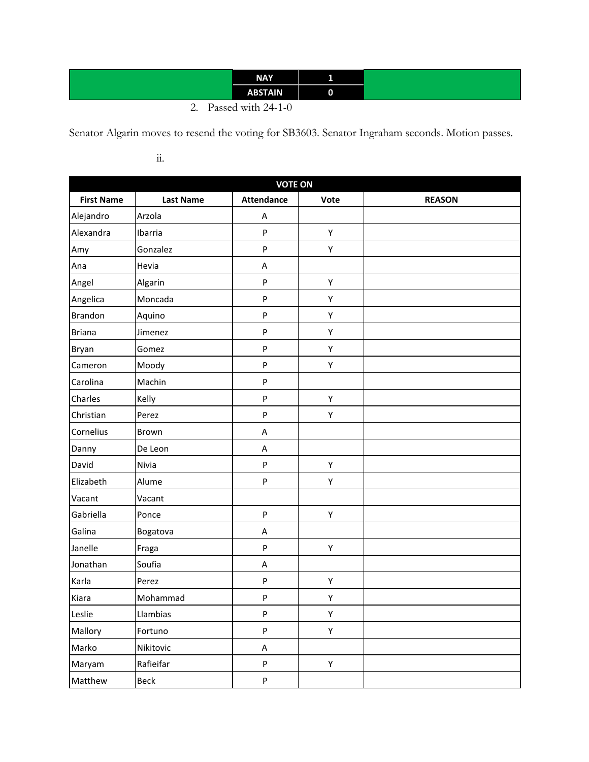| | NAY | 1 | |
|---|---|---|---|
| | ABSTAIN | 0 | |

2. Passed with 24-1-0

Senator Algarin moves to resend the voting for SB3603. Senator Ingraham seconds. Motion passes.

ii.

| VOTE ON | | | | |
|---|---|---|---|---|
| **First Name** | **Last Name** | **Attendance** | **Vote** | **REASON** |
| Alejandro | Arzola | A | | |
| Alexandra | Ibarria | P | Y | |
| Amy | Gonzalez | P | Y | |
| Ana | Hevia | A | | |
| Angel | Algarin | P | Y | |
| Angelica | Moncada | P | Y | |
| Brandon | Aquino | P | Y | |
| Briana | Jimenez | P | Y | |
| Bryan | Gomez | P | Y | |
| Cameron | Moody | P | Y | |
| Carolina | Machin | P | | |
| Charles | Kelly | P | Y | |
| Christian | Perez | P | Y | |
| Cornelius | Brown | A | | |
| Danny | De Leon | A | | |
| David | Nivia | P | Y | |
| Elizabeth | Alume | P | Y | |
| Vacant | Vacant | | | |
| Gabriella | Ponce | P | Y | |
| Galina | Bogatova | A | | |
| Janelle | Fraga | P | Y | |
| Jonathan | Soufia | A | | |
| Karla | Perez | P | Y | |
| Kiara | Mohammad | P | Y | |
| Leslie | Llambias | P | Y | |
| Mallory | Fortuno | P | Y | |
| Marko | Nikitovic | A | | |
| Maryam | Rafieifar | P | Y | |
| Matthew | Beck | P | | |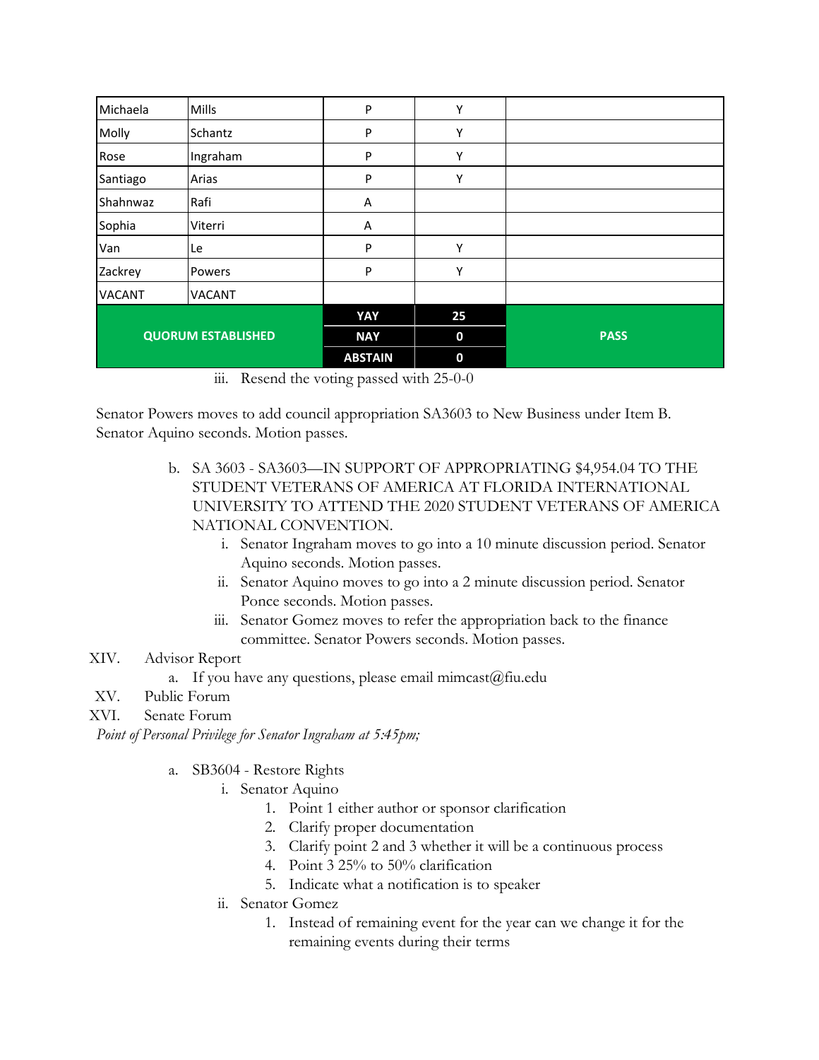| Michaela | Mills | P | Y | |
|---|---|---|---|---|
| Molly | Schantz | P | Y | |
| Rose | Ingraham | P | Y | |
| Santiago | Arias | P | Y | |
| Shahnwaz | Rafi | A | | |
| Sophia | Viterri | A | | |
| Van | Le | P | Y | |
| Zackrey | Powers | P | Y | |
| VACANT | VACANT | | | |
| **QUORUM ESTABLISHED** | | **YAY** | **25** | **PASS** |
| | | **NAY** | **0** | |
| | | **ABSTAIN** | **0** | |

iii. Resend the voting passed with 25-0-0

Senator Powers moves to add council appropriation SA3603 to New Business under Item B. Senator Aquino seconds. Motion passes.

b. SA 3603 - SA3603—IN SUPPORT OF APPROPRIATING $4,954.04 TO THE STUDENT VETERANS OF AMERICA AT FLORIDA INTERNATIONAL UNIVERSITY TO ATTEND THE 2020 STUDENT VETERANS OF AMERICA NATIONAL CONVENTION.
   i. Senator Ingraham moves to go into a 10 minute discussion period. Senator Aquino seconds. Motion passes.
   ii. Senator Aquino moves to go into a 2 minute discussion period. Senator Ponce seconds. Motion passes.
   iii. Senator Gomez moves to refer the appropriation back to the finance committee. Senator Powers seconds. Motion passes.

XIV. Advisor Report
   a. If you have any questions, please email mimcast@fiu.edu

XV. Public Forum

XVI. Senate Forum

*Point of Personal Privilege for Senator Ingraham at 5:45pm;*

a. SB3604 - Restore Rights
   i. Senator Aquino
      1. Point 1 either author or sponsor clarification
      2. Clarify proper documentation
      3. Clarify point 2 and 3 whether it will be a continuous process
      4. Point 3 25% to 50% clarification
      5. Indicate what a notification is to speaker
   ii. Senator Gomez
      1. Instead of remaining event for the year can we change it for the remaining events during their terms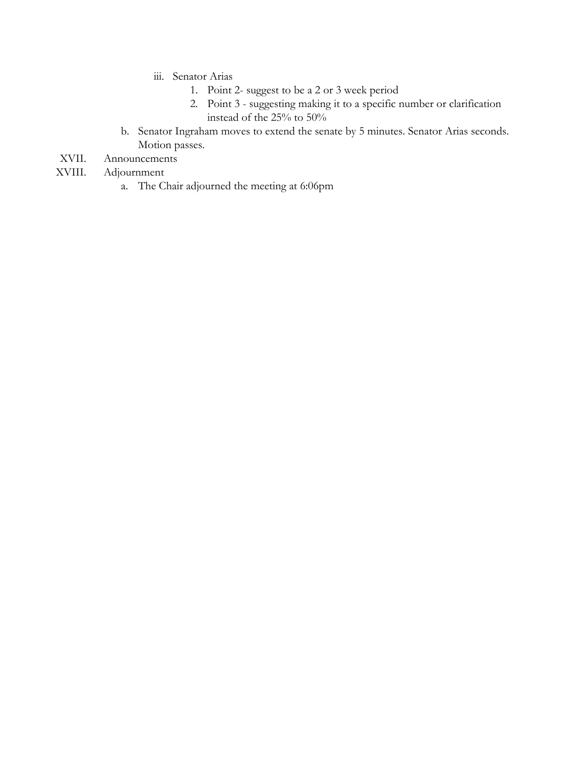iii. Senator Arias
   1. Point 2- suggest to be a 2 or 3 week period
   2. Point 3 - suggesting making it to a specific number or clarification instead of the 25% to 50%

b. Senator Ingraham moves to extend the senate by 5 minutes. Senator Arias seconds. Motion passes.

XVII. Announcements

XVIII. Adjournment

a. The Chair adjourned the meeting at 6:06pm